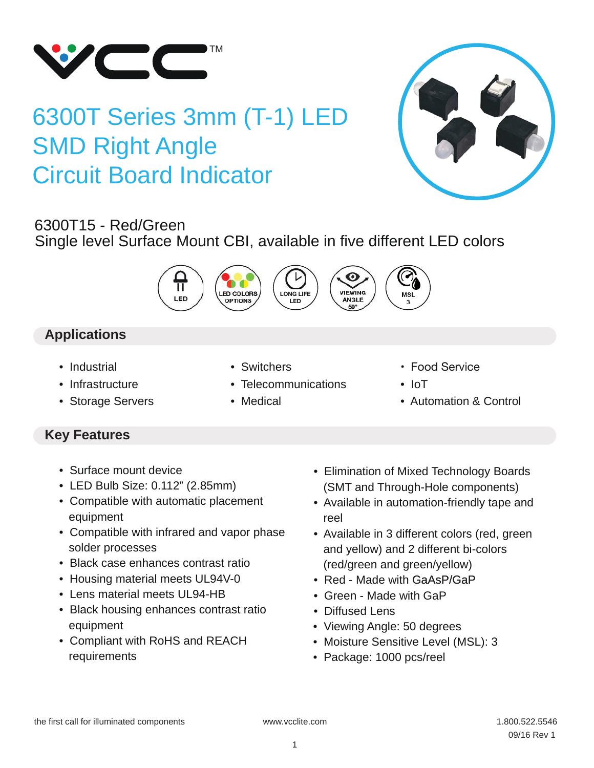# 6300T Series 3mm (T-1) LED SMD Right Angle Circuit Board Indicator

6300T15 - Red/Green

Single level Surface Mount CBI, available in five different LED colors

LED | LED COLORS OPTIONS | LONG LIFE LED | VIEWING ANGLE 50° | MSL 3

## Applications

- Industrial
- Infrastructure
- Storage Servers
- Switchers
- Telecommunications
- Medical
- Food Service
- IoT
- Automation & Control

## Key Features

- Surface mount device
- LED Bulb Size: 0.112" (2.85mm)
- Compatible with automatic placement equipment
- Compatible with infrared and vapor phase solder processes
- Black case enhances contrast ratio
- Housing material meets UL94V-0
- Lens material meets UL94-HB
- Black housing enhances contrast ratio equipment
- Compliant with RoHS and REACH requirements
- Elimination of Mixed Technology Boards (SMT and Through-Hole components)
- Available in automation-friendly tape and reel
- Available in 3 different colors (red, green and yellow) and 2 different bi-colors (red/green and green/yellow)
- Red - Made with GaAsP/GaP
- Green - Made with GaP
- Diffused Lens
- Viewing Angle: 50 degrees
- Moisture Sensitive Level (MSL): 3
- Package: 1000 pcs/reel

the first call for illuminated components | www.vcclite.com | 1.800.522.5546

09/16 Rev 1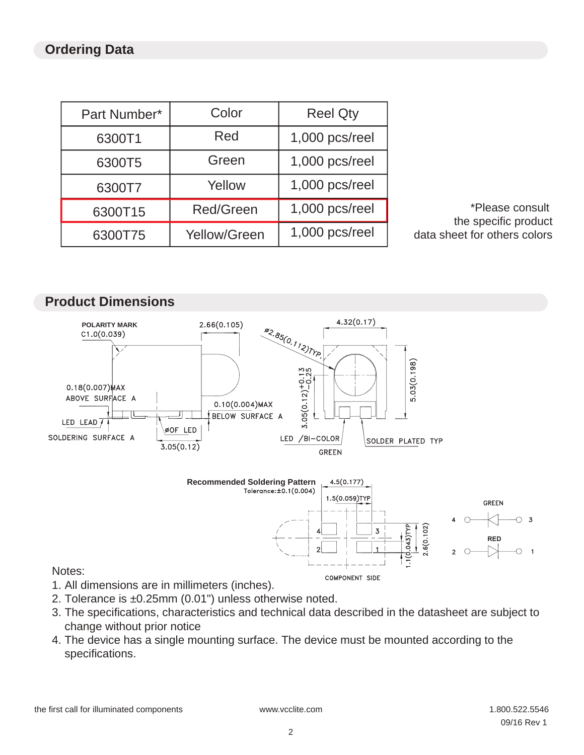## Ordering Data

| Part Number* | Color | Reel Qty |
| --- | --- | --- |
| 6300T1 | Red | 1,000 pcs/reel |
| 6300T5 | Green | 1,000 pcs/reel |
| 6300T7 | Yellow | 1,000 pcs/reel |
| 6300T15 | Red/Green | 1,000 pcs/reel |
| 6300T75 | Yellow/Green | 1,000 pcs/reel |

*Please consult the specific product data sheet for others colors

## Product Dimensions

POLARITY MARK C1.0(0.039)

2.66(0.105)

4.32(0.17)

Ø2.85(0.112)TYP.

0.18(0.007)MAX ABOVE SURFACE A

0.10(0.004)MAX BELOW SURFACE A

3.05(0.12)+0.13 −0.25

5.03(0.198)

LED LEAD

ØOF LED

SOLDERING SURFACE A

3.05(0.12)

LED /BI-COLOR GREEN

SOLDER PLATED TYP

**Recommended Soldering Pattern**
Tolerance:±0.1(0.004)

4.5(0.177)

1.5(0.059)TYP

1.1(0.043)TYP

2.6(0.102)

COMPONENT SIDE

GREEN: 4 — 3

RED: 2 — 1

Notes:

1. All dimensions are in millimeters (inches).
2. Tolerance is ±0.25mm (0.01") unless otherwise noted.
3. The specifications, characteristics and technical data described in the datasheet are subject to change without prior notice
4. The device has a single mounting surface. The device must be mounted according to the specifications.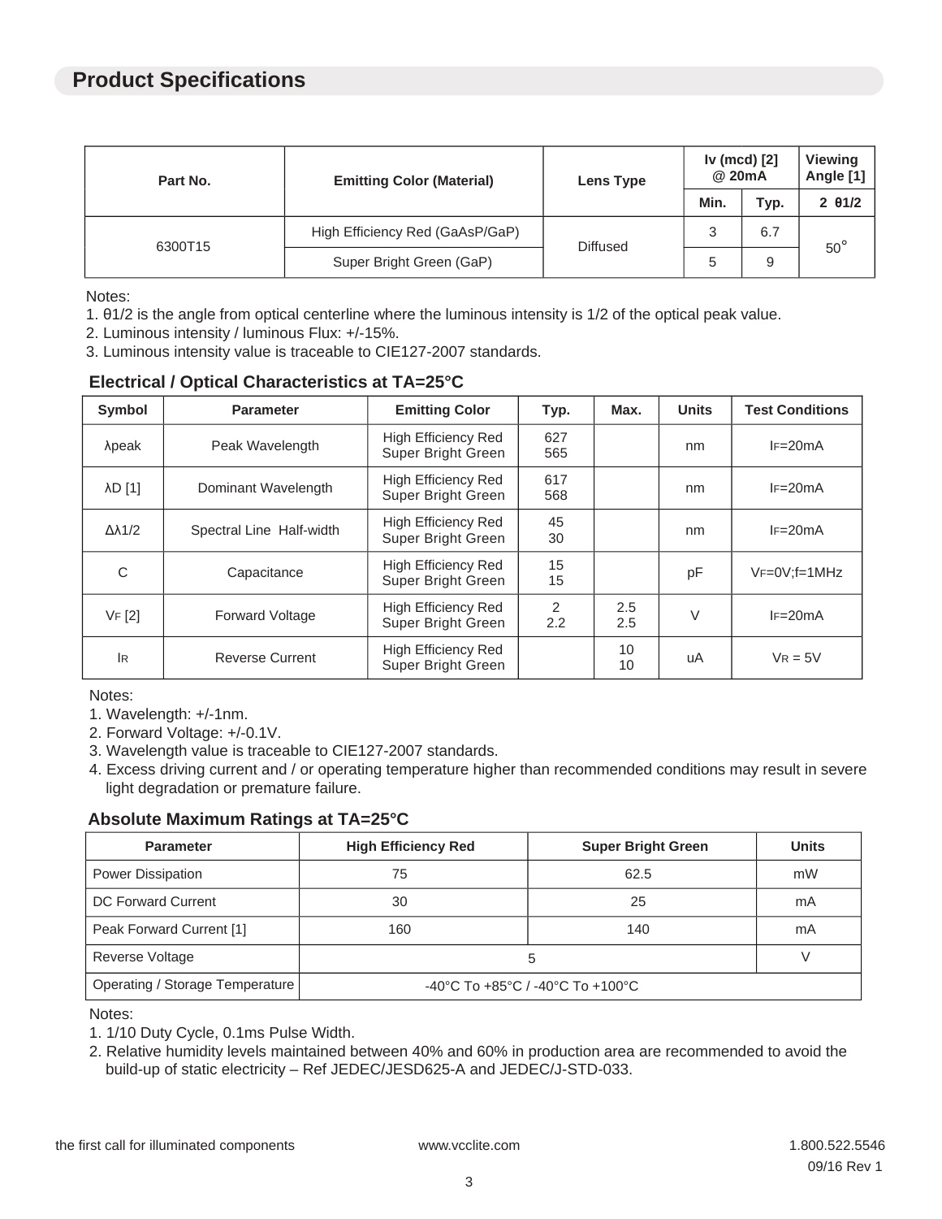## Product Specifications

| Part No. | Emitting Color (Material) | Lens Type | Iv (mcd) [2] @ 20mA | | Viewing Angle [1] |
|---|---|---|---|---|---|
| | | | Min. | Typ. | 2 θ1/2 |
| 6300T15 | High Efficiency Red (GaAsP/GaP) | Diffused | 3 | 6.7 | 50° |
| | Super Bright Green (GaP) | | 5 | 9 | |

Notes:

1. θ1/2 is the angle from optical centerline where the luminous intensity is 1/2 of the optical peak value.
2. Luminous intensity / luminous Flux: +/-15%.
3. Luminous intensity value is traceable to CIE127-2007 standards.

### Electrical / Optical Characteristics at TA=25°C

| Symbol | Parameter | Emitting Color | Typ. | Max. | Units | Test Conditions |
|---|---|---|---|---|---|---|
| λpeak | Peak Wavelength | High Efficiency Red<br>Super Bright Green | 627<br>565 | | nm | $I_F$=20mA |
| λD [1] | Dominant Wavelength | High Efficiency Red<br>Super Bright Green | 617<br>568 | | nm | $I_F$=20mA |
| Δλ1/2 | Spectral Line Half-width | High Efficiency Red<br>Super Bright Green | 45<br>30 | | nm | $I_F$=20mA |
| C | Capacitance | High Efficiency Red<br>Super Bright Green | 15<br>15 | | pF | $V_F$=0V;f=1MHz |
| $V_F$ [2] | Forward Voltage | High Efficiency Red<br>Super Bright Green | 2<br>2.2 | 2.5<br>2.5 | V | $I_F$=20mA |
| $I_R$ | Reverse Current | High Efficiency Red<br>Super Bright Green | | 10<br>10 | uA | $V_R$ = 5V |

Notes:

1. Wavelength: +/-1nm.
2. Forward Voltage: +/-0.1V.
3. Wavelength value is traceable to CIE127-2007 standards.
4. Excess driving current and / or operating temperature higher than recommended conditions may result in severe light degradation or premature failure.

### Absolute Maximum Ratings at TA=25°C

| Parameter | High Efficiency Red | Super Bright Green | Units |
|---|---|---|---|
| Power Dissipation | 75 | 62.5 | mW |
| DC Forward Current | 30 | 25 | mA |
| Peak Forward Current [1] | 160 | 140 | mA |
| Reverse Voltage | 5 | | V |
| Operating / Storage Temperature | -40°C To +85°C / -40°C To +100°C | | |

Notes:

1. 1/10 Duty Cycle, 0.1ms Pulse Width.
2. Relative humidity levels maintained between 40% and 60% in production area are recommended to avoid the build-up of static electricity – Ref JEDEC/JESD625-A and JEDEC/J-STD-033.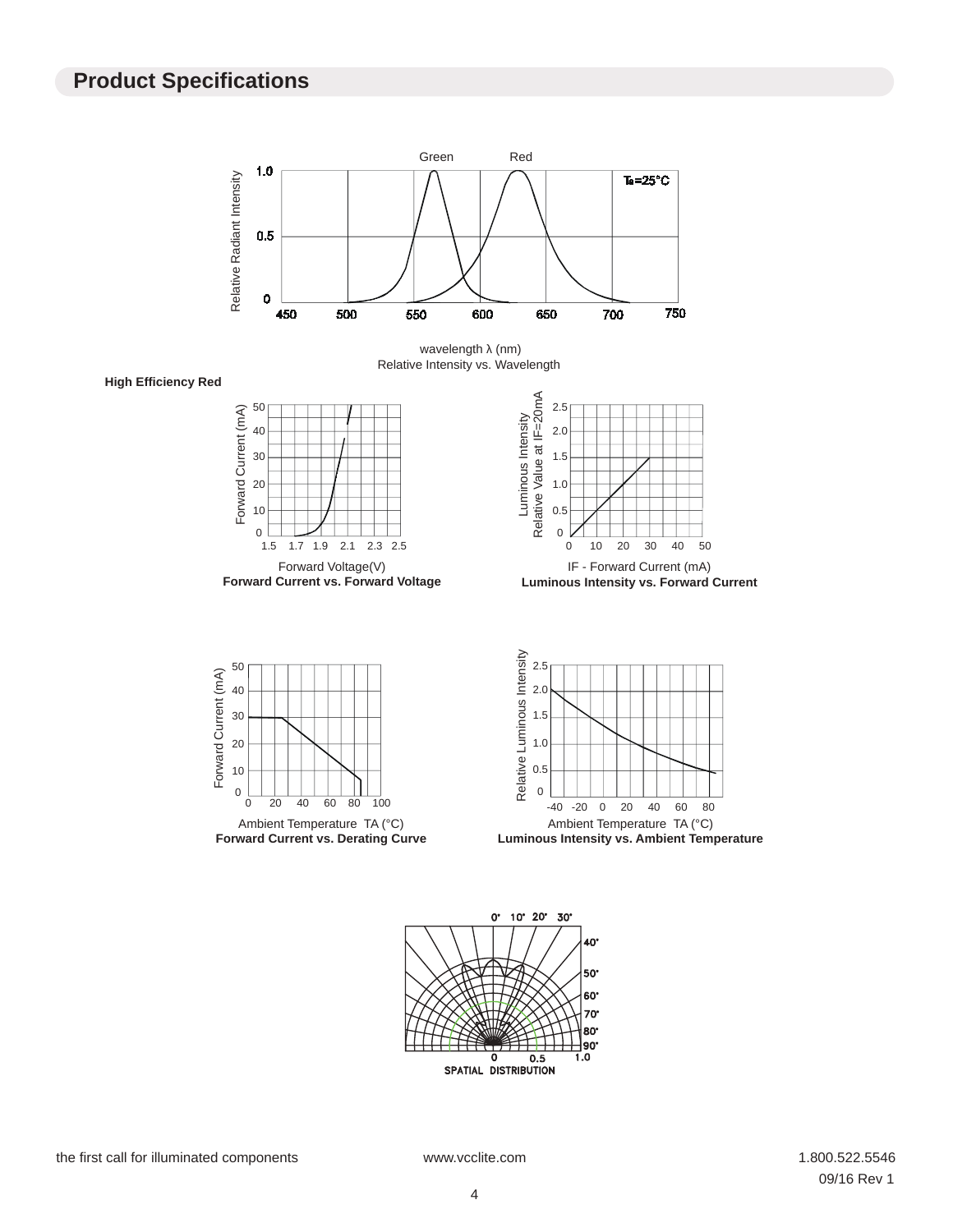## Product Specifications

Green Red

Relative Radiant Intensity

Ta=25°C

wavelength λ (nm)
Relative Intensity vs. Wavelength

**High Efficiency Red**

Forward Voltage(V)
**Forward Current vs. Forward Voltage**

IF - Forward Current (mA)
**Luminous Intensity vs. Forward Current**

Ambient Temperature TA (°C)
**Forward Current vs. Derating Curve**

Ambient Temperature TA (°C)
**Luminous Intensity vs. Ambient Temperature**

SPATIAL DISTRIBUTION

the first call for illuminated components www.vcclite.com 1.800.522.5546

09/16 Rev 1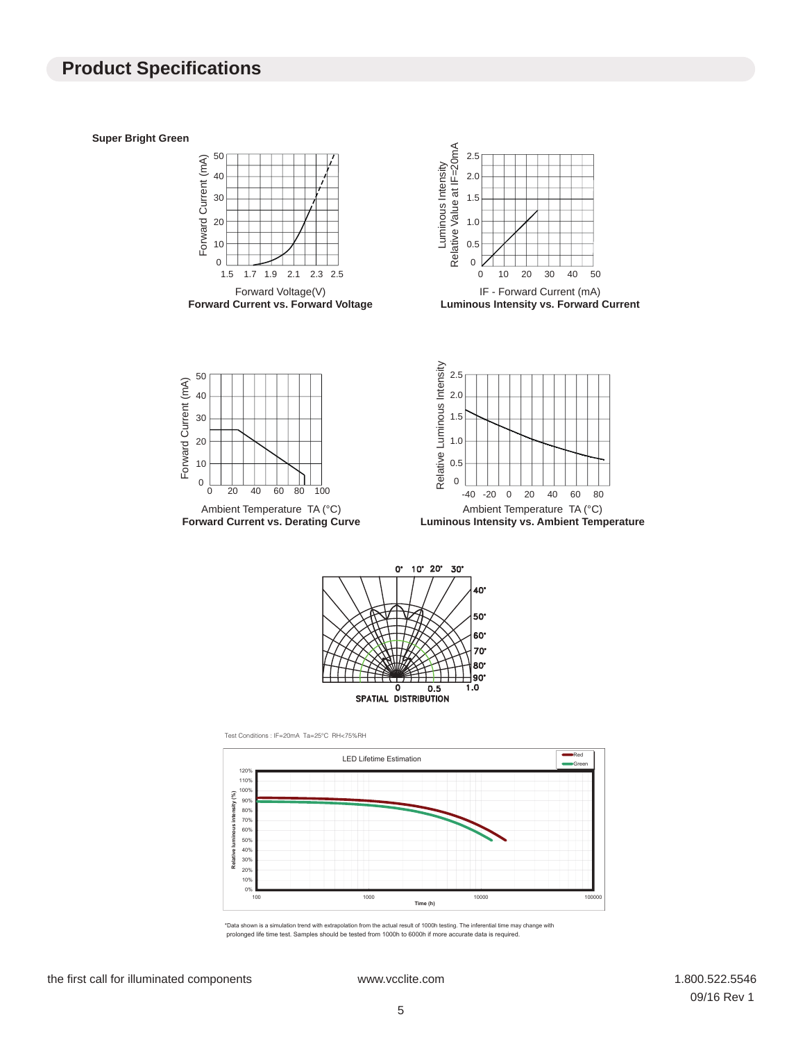## Product Specifications

**Super Bright Green**

Forward Voltage(V)
**Forward Current vs. Forward Voltage**

IF - Forward Current (mA)
**Luminous Intensity vs. Forward Current**

Ambient Temperature TA (°C)
**Forward Current vs. Derating Curve**

Ambient Temperature TA (°C)
**Luminous Intensity vs. Ambient Temperature**

SPATIAL DISTRIBUTION

Test Conditions : IF=20mA Ta=25°C RH<75%RH

LED Lifetime Estimation

*Data shown is a simulation trend with extrapolation from the actual result of 1000h testing. The inferential time may change with prolonged life time test. Samples should be tested from 1000h to 6000h if more accurate data is required.

the first call for illuminated components | www.vcclite.com | 1.800.522.5546

09/16 Rev 1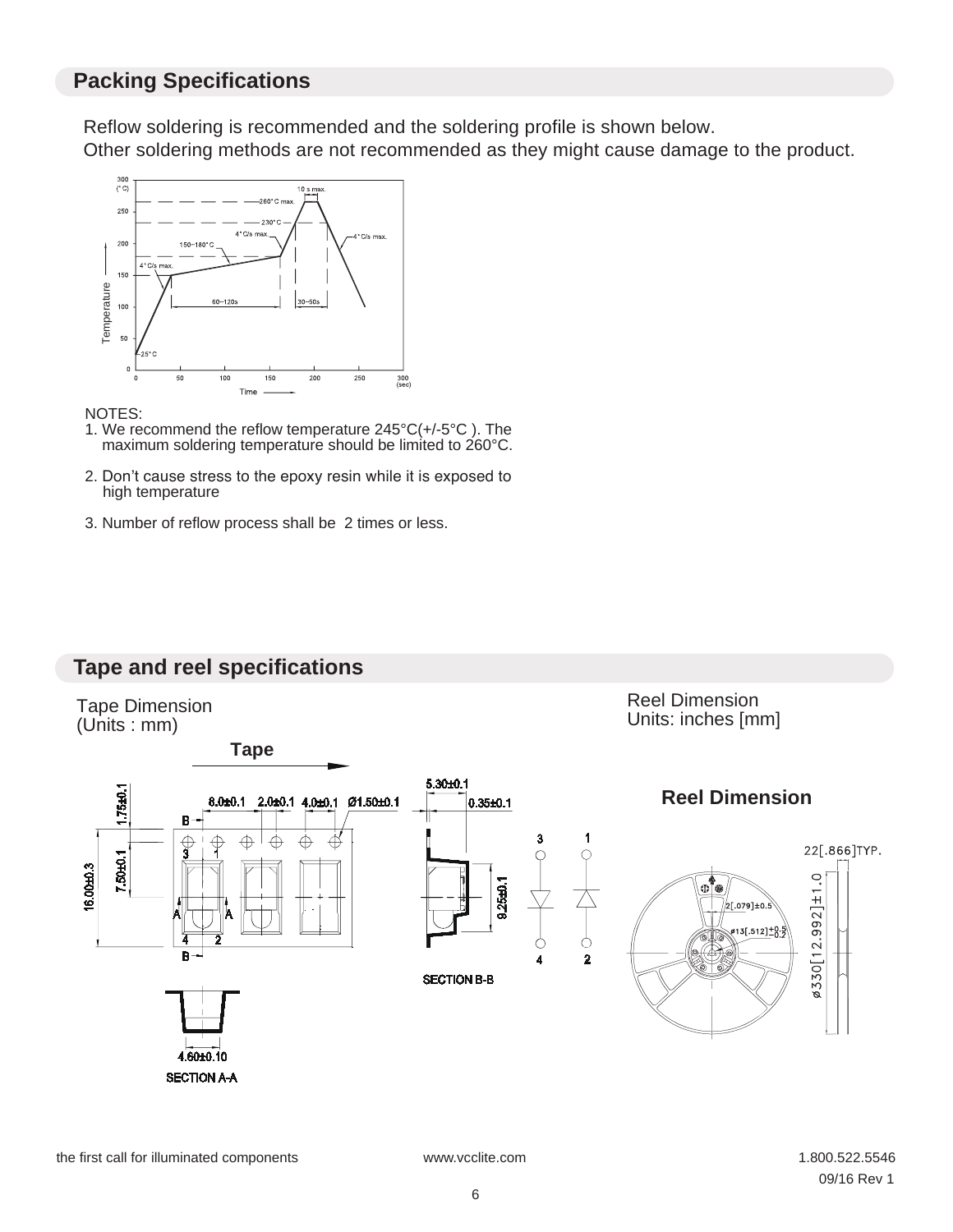## Packing Specifications

Reflow soldering is recommended and the soldering profile is shown below.
Other soldering methods are not recommended as they might cause damage to the product.

NOTES:

1. We recommend the reflow temperature 245°C(+/-5°C ). The maximum soldering temperature should be limited to 260°C.
2. Don't cause stress to the epoxy resin while it is exposed to high temperature
3. Number of reflow process shall be 2 times or less.

## Tape and reel specifications

Tape Dimension
(Units : mm)

Reel Dimension
Units: inches [mm]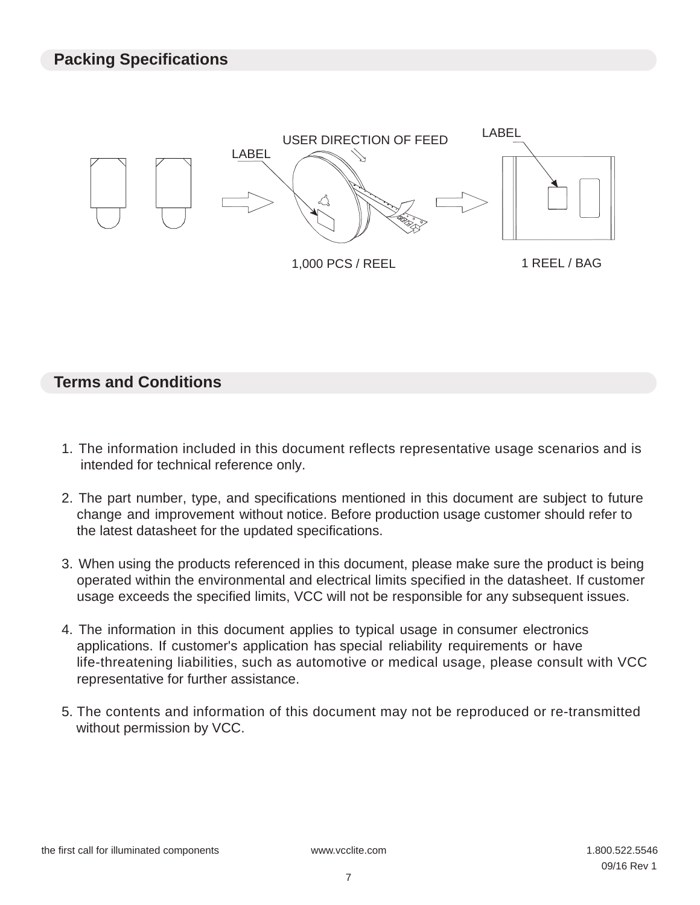## Packing Specifications

LABEL

USER DIRECTION OF FEED

LABEL

1,000 PCS / REEL

1 REEL / BAG

## Terms and Conditions

1. The information included in this document reflects representative usage scenarios and is intended for technical reference only.

2. The part number, type, and specifications mentioned in this document are subject to future change and improvement without notice. Before production usage customer should refer to the latest datasheet for the updated specifications.

3. When using the products referenced in this document, please make sure the product is being operated within the environmental and electrical limits specified in the datasheet. If customer usage exceeds the specified limits, VCC will not be responsible for any subsequent issues.

4. The information in this document applies to typical usage in consumer electronics applications. If customer's application has special reliability requirements or have life-threatening liabilities, such as automotive or medical usage, please consult with VCC representative for further assistance.

5. The contents and information of this document may not be reproduced or re-transmitted without permission by VCC.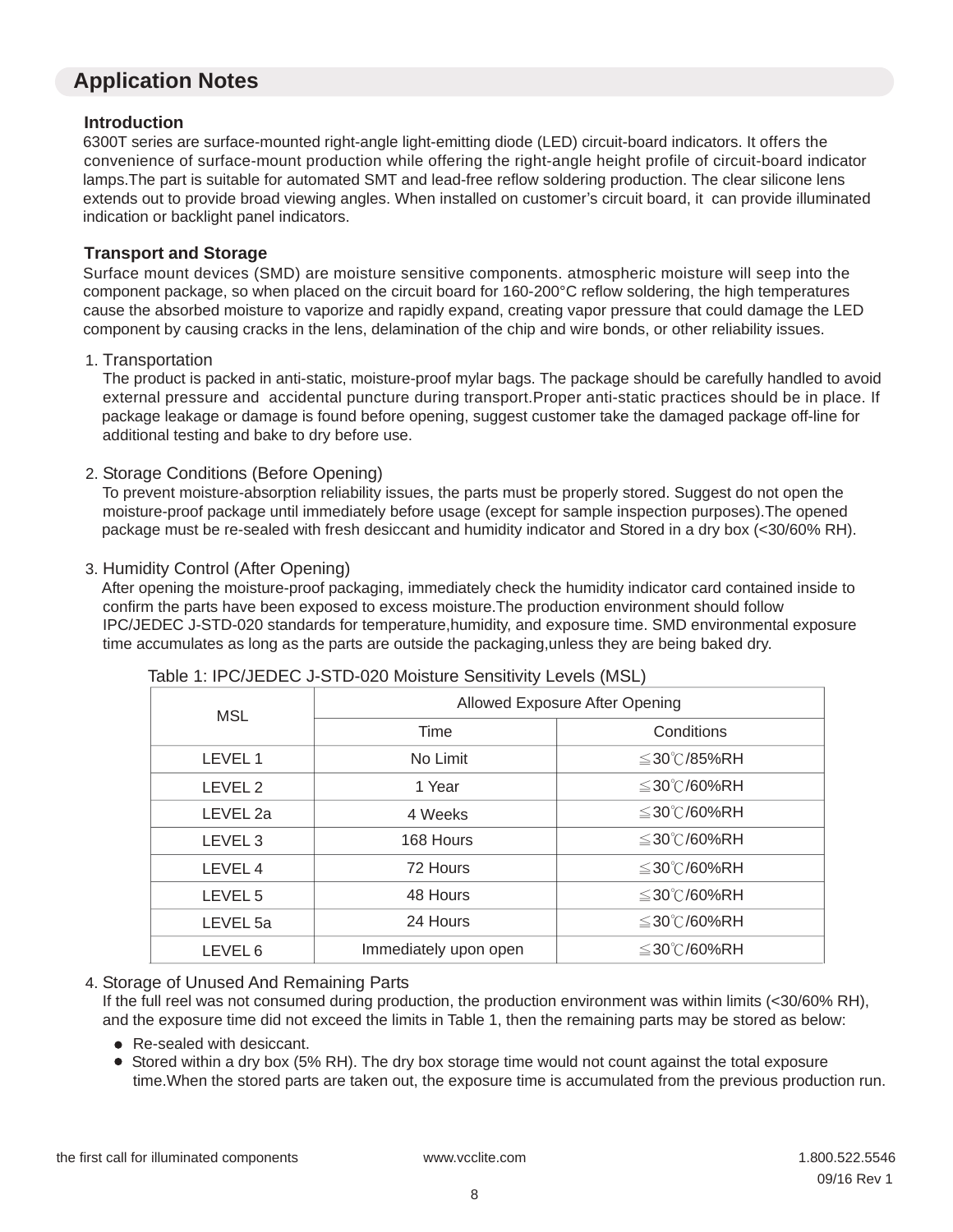## Application Notes

### Introduction

6300T series are surface-mounted right-angle light-emitting diode (LED) circuit-board indicators. It offers the convenience of surface-mount production while offering the right-angle height profile of circuit-board indicator lamps.The part is suitable for automated SMT and lead-free reflow soldering production. The clear silicone lens extends out to provide broad viewing angles. When installed on customer's circuit board, it can provide illuminated indication or backlight panel indicators.

### Transport and Storage

Surface mount devices (SMD) are moisture sensitive components. atmospheric moisture will seep into the component package, so when placed on the circuit board for 160-200°C reflow soldering, the high temperatures cause the absorbed moisture to vaporize and rapidly expand, creating vapor pressure that could damage the LED component by causing cracks in the lens, delamination of the chip and wire bonds, or other reliability issues.

1. Transportation

   The product is packed in anti-static, moisture-proof mylar bags. The package should be carefully handled to avoid external pressure and accidental puncture during transport.Proper anti-static practices should be in place. If package leakage or damage is found before opening, suggest customer take the damaged package off-line for additional testing and bake to dry before use.

2. Storage Conditions (Before Opening)

   To prevent moisture-absorption reliability issues, the parts must be properly stored. Suggest do not open the moisture-proof package until immediately before usage (except for sample inspection purposes).The opened package must be re-sealed with fresh desiccant and humidity indicator and Stored in a dry box (<30/60% RH).

3. Humidity Control (After Opening)

   After opening the moisture-proof packaging, immediately check the humidity indicator card contained inside to confirm the parts have been exposed to excess moisture.The production environment should follow IPC/JEDEC J-STD-020 standards for temperature,humidity, and exposure time. SMD environmental exposure time accumulates as long as the parts are outside the packaging,unless they are being baked dry.

Table 1: IPC/JEDEC J-STD-020 Moisture Sensitivity Levels (MSL)

| MSL | Allowed Exposure After Opening | |
|---|---|---|
| | Time | Conditions |
| LEVEL 1 | No Limit | ≦30℃/85%RH |
| LEVEL 2 | 1 Year | ≦30℃/60%RH |
| LEVEL 2a | 4 Weeks | ≦30℃/60%RH |
| LEVEL 3 | 168 Hours | ≦30℃/60%RH |
| LEVEL 4 | 72 Hours | ≦30℃/60%RH |
| LEVEL 5 | 48 Hours | ≦30℃/60%RH |
| LEVEL 5a | 24 Hours | ≦30℃/60%RH |
| LEVEL 6 | Immediately upon open | ≦30℃/60%RH |

4. Storage of Unused And Remaining Parts

   If the full reel was not consumed during production, the production environment was within limits (<30/60% RH), and the exposure time did not exceed the limits in Table 1, then the remaining parts may be stored as below:

   - Re-sealed with desiccant.
   - Stored within a dry box (5% RH). The dry box storage time would not count against the total exposure time.When the stored parts are taken out, the exposure time is accumulated from the previous production run.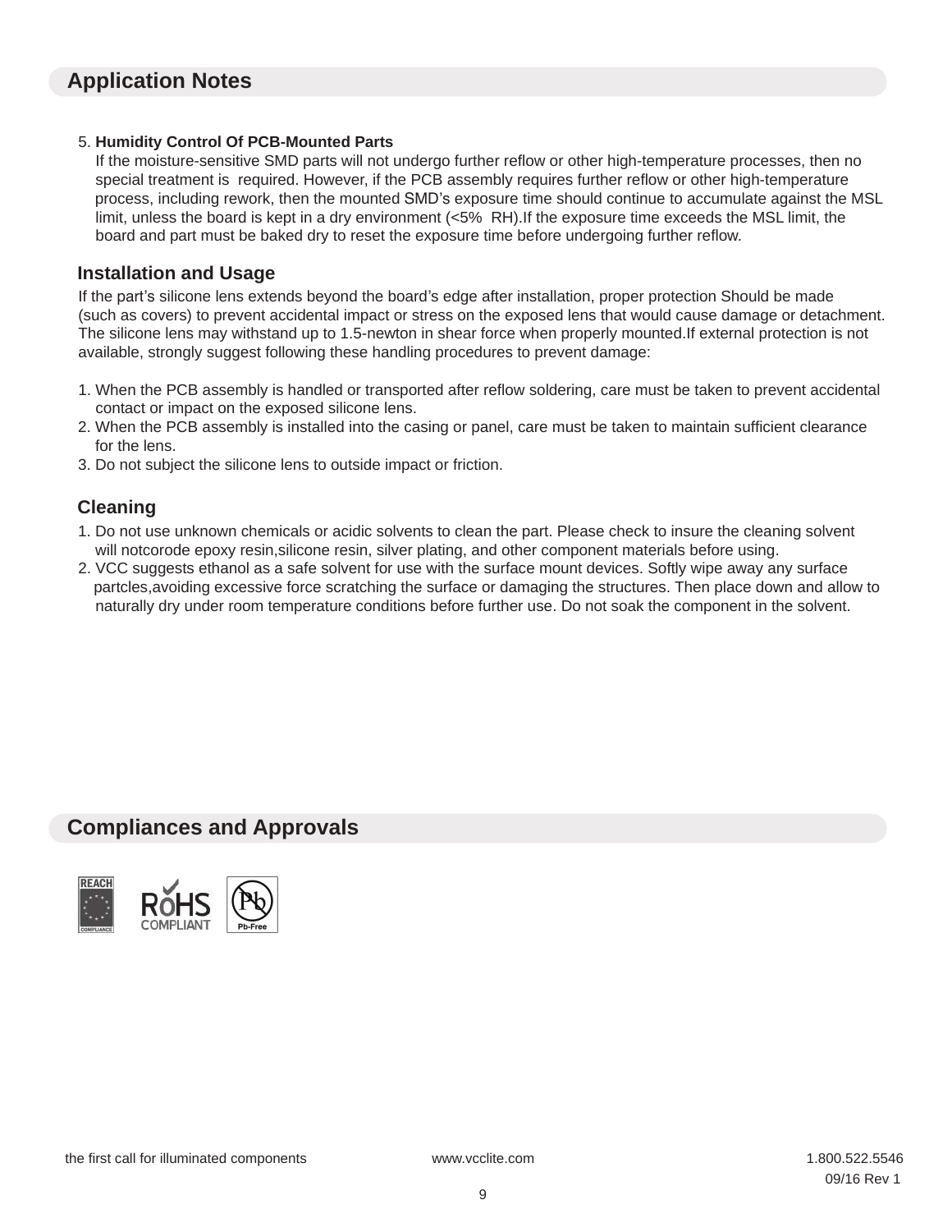## Application Notes

5. **Humidity Control Of PCB-Mounted Parts**
   If the moisture-sensitive SMD parts will not undergo further reflow or other high-temperature processes, then no special treatment is required. However, if the PCB assembly requires further reflow or other high-temperature process, including rework, then the mounted SMD's exposure time should continue to accumulate against the MSL limit, unless the board is kept in a dry environment (<5% RH).If the exposure time exceeds the MSL limit, the board and part must be baked dry to reset the exposure time before undergoing further reflow.

### Installation and Usage

If the part's silicone lens extends beyond the board's edge after installation, proper protection Should be made (such as covers) to prevent accidental impact or stress on the exposed lens that would cause damage or detachment. The silicone lens may withstand up to 1.5-newton in shear force when properly mounted.If external protection is not available, strongly suggest following these handling procedures to prevent damage:

1. When the PCB assembly is handled or transported after reflow soldering, care must be taken to prevent accidental contact or impact on the exposed silicone lens.
2. When the PCB assembly is installed into the casing or panel, care must be taken to maintain sufficient clearance for the lens.
3. Do not subject the silicone lens to outside impact or friction.

### Cleaning

1. Do not use unknown chemicals or acidic solvents to clean the part. Please check to insure the cleaning solvent will notcorode epoxy resin,silicone resin, silver plating, and other component materials before using.
2. VCC suggests ethanol as a safe solvent for use with the surface mount devices. Softly wipe away any surface partcles,avoiding excessive force scratching the surface or damaging the structures. Then place down and allow to naturally dry under room temperature conditions before further use. Do not soak the component in the solvent.

## Compliances and Approvals

REACH COMPLIANCE

RoHS COMPLIANT

Pb Pb-Free

the first call for illuminated components www.vcclite.com 1.800.522.5546

09/16 Rev 1